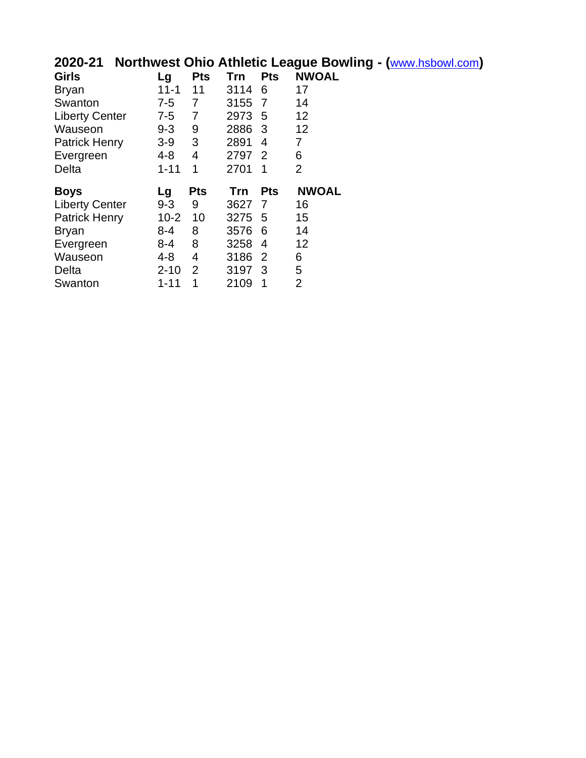## 2020-21 Northwest Ohio Athletic League Bowling - ([www.hsbowl.com](http://www.hsbowl.com))

| Girls | Lg | Pts | Trn | Pts | NWOAL |
|---|---|---|---|---|---|
| Bryan | 11-1 | 11 | 3114 | 6 | 17 |
| Swanton | 7-5 | 7 | 3155 | 7 | 14 |
| Liberty Center | 7-5 | 7 | 2973 | 5 | 12 |
| Wauseon | 9-3 | 9 | 2886 | 3 | 12 |
| Patrick Henry | 3-9 | 3 | 2891 | 4 | 7 |
| Evergreen | 4-8 | 4 | 2797 | 2 | 6 |
| Delta | 1-11 | 1 | 2701 | 1 | 2 |

| Boys | Lg | Pts | Trn | Pts | NWOAL |
|---|---|---|---|---|---|
| Liberty Center | 9-3 | 9 | 3627 | 7 | 16 |
| Patrick Henry | 10-2 | 10 | 3275 | 5 | 15 |
| Bryan | 8-4 | 8 | 3576 | 6 | 14 |
| Evergreen | 8-4 | 8 | 3258 | 4 | 12 |
| Wauseon | 4-8 | 4 | 3186 | 2 | 6 |
| Delta | 2-10 | 2 | 3197 | 3 | 5 |
| Swanton | 1-11 | 1 | 2109 | 1 | 2 |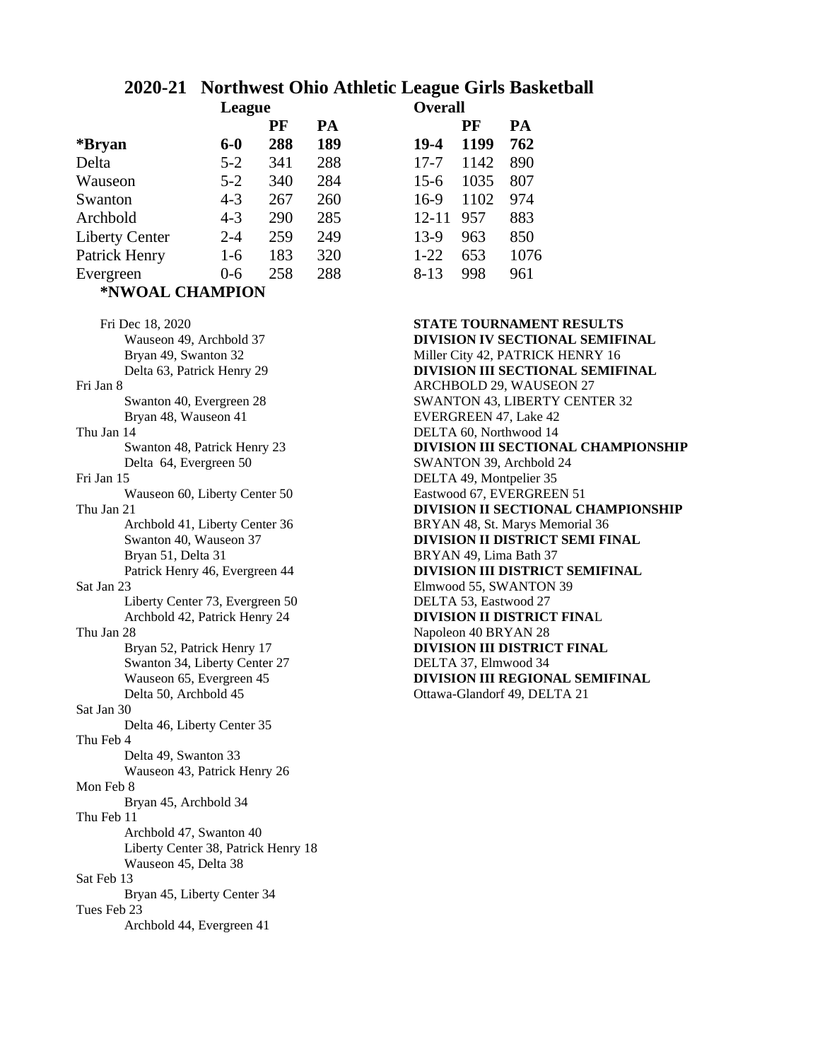# 2020-21 Northwest Ohio Athletic League Girls Basketball

| | League | PF | PA | Overall | PF | PA |
|---|---|---|---|---|---|---|
| **\*Bryan** | **6-0** | **288** | **189** | **19-4** | **1199** | **762** |
| Delta | 5-2 | 341 | 288 | 17-7 | 1142 | 890 |
| Wauseon | 5-2 | 340 | 284 | 15-6 | 1035 | 807 |
| Swanton | 4-3 | 267 | 260 | 16-9 | 1102 | 974 |
| Archbold | 4-3 | 290 | 285 | 12-11 | 957 | 883 |
| Liberty Center | 2-4 | 259 | 249 | 13-9 | 963 | 850 |
| Patrick Henry | 1-6 | 183 | 320 | 1-22 | 653 | 1076 |
| Evergreen | 0-6 | 258 | 288 | 8-13 | 998 | 961 |

**\*NWOAL CHAMPION**

Fri Dec 18, 2020
- Wauseon 49, Archbold 37
- Bryan 49, Swanton 32
- Delta 63, Patrick Henry 29

Fri Jan 8
- Swanton 40, Evergreen 28
- Bryan 48, Wauseon 41

Thu Jan 14
- Swanton 48, Patrick Henry 23
- Delta 64, Evergreen 50

Fri Jan 15
- Wauseon 60, Liberty Center 50

Thu Jan 21
- Archbold 41, Liberty Center 36
- Swanton 40, Wauseon 37
- Bryan 51, Delta 31
- Patrick Henry 46, Evergreen 44

Sat Jan 23
- Liberty Center 73, Evergreen 50
- Archbold 42, Patrick Henry 24

Thu Jan 28
- Bryan 52, Patrick Henry 17
- Swanton 34, Liberty Center 27
- Wauseon 65, Evergreen 45
- Delta 50, Archbold 45

Sat Jan 30
- Delta 46, Liberty Center 35

Thu Feb 4
- Delta 49, Swanton 33
- Wauseon 43, Patrick Henry 26

Mon Feb 8
- Bryan 45, Archbold 34

Thu Feb 11
- Archbold 47, Swanton 40
- Liberty Center 38, Patrick Henry 18
- Wauseon 45, Delta 38

Sat Feb 13
- Bryan 45, Liberty Center 34

Tues Feb 23
- Archbold 44, Evergreen 41

**STATE TOURNAMENT RESULTS**

**DIVISION IV SECTIONAL SEMIFINAL**
Miller City 42, PATRICK HENRY 16

**DIVISION III SECTIONAL SEMIFINAL**
ARCHBOLD 29, WAUSEON 27
SWANTON 43, LIBERTY CENTER 32
EVERGREEN 47, Lake 42
DELTA 60, Northwood 14

**DIVISION III SECTIONAL CHAMPIONSHIP**
SWANTON 39, Archbold 24
DELTA 49, Montpelier 35
Eastwood 67, EVERGREEN 51

**DIVISION II SECTIONAL CHAMPIONSHIP**
BRYAN 48, St. Marys Memorial 36

**DIVISION II DISTRICT SEMI FINAL**
BRYAN 49, Lima Bath 37

**DIVISION III DISTRICT SEMIFINAL**
Elmwood 55, SWANTON 39
DELTA 53, Eastwood 27

**DIVISION II DISTRICT FINAL**
Napoleon 40 BRYAN 28

**DIVISION III DISTRICT FINAL**
DELTA 37, Elmwood 34

**DIVISION III REGIONAL SEMIFINAL**
Ottawa-Glandorf 49, DELTA 21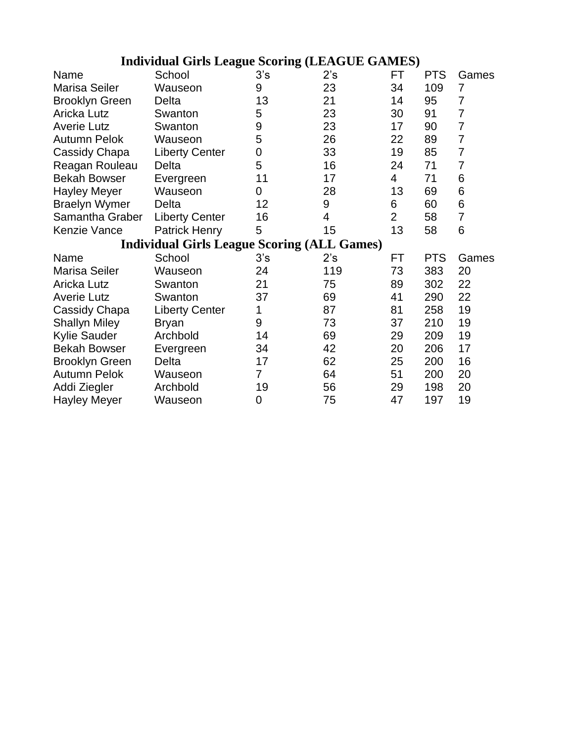## Individual Girls League Scoring (LEAGUE GAMES)

| Name | School | 3's | 2's | FT | PTS | Games |
|---|---|---|---|---|---|---|
| Marisa Seiler | Wauseon | 9 | 23 | 34 | 109 | 7 |
| Brooklyn Green | Delta | 13 | 21 | 14 | 95 | 7 |
| Aricka Lutz | Swanton | 5 | 23 | 30 | 91 | 7 |
| Averie Lutz | Swanton | 9 | 23 | 17 | 90 | 7 |
| Autumn Pelok | Wauseon | 5 | 26 | 22 | 89 | 7 |
| Cassidy Chapa | Liberty Center | 0 | 33 | 19 | 85 | 7 |
| Reagan Rouleau | Delta | 5 | 16 | 24 | 71 | 7 |
| Bekah Bowser | Evergreen | 11 | 17 | 4 | 71 | 6 |
| Hayley Meyer | Wauseon | 0 | 28 | 13 | 69 | 6 |
| Braelyn Wymer | Delta | 12 | 9 | 6 | 60 | 6 |
| Samantha Graber | Liberty Center | 16 | 4 | 2 | 58 | 7 |
| Kenzie Vance | Patrick Henry | 5 | 15 | 13 | 58 | 6 |

## Individual Girls League Scoring (ALL Games)

| Name | School | 3's | 2's | FT | PTS | Games |
|---|---|---|---|---|---|---|
| Marisa Seiler | Wauseon | 24 | 119 | 73 | 383 | 20 |
| Aricka Lutz | Swanton | 21 | 75 | 89 | 302 | 22 |
| Averie Lutz | Swanton | 37 | 69 | 41 | 290 | 22 |
| Cassidy Chapa | Liberty Center | 1 | 87 | 81 | 258 | 19 |
| Shallyn Miley | Bryan | 9 | 73 | 37 | 210 | 19 |
| Kylie Sauder | Archbold | 14 | 69 | 29 | 209 | 19 |
| Bekah Bowser | Evergreen | 34 | 42 | 20 | 206 | 17 |
| Brooklyn Green | Delta | 17 | 62 | 25 | 200 | 16 |
| Autumn Pelok | Wauseon | 7 | 64 | 51 | 200 | 20 |
| Addi Ziegler | Archbold | 19 | 56 | 29 | 198 | 20 |
| Hayley Meyer | Wauseon | 0 | 75 | 47 | 197 | 19 |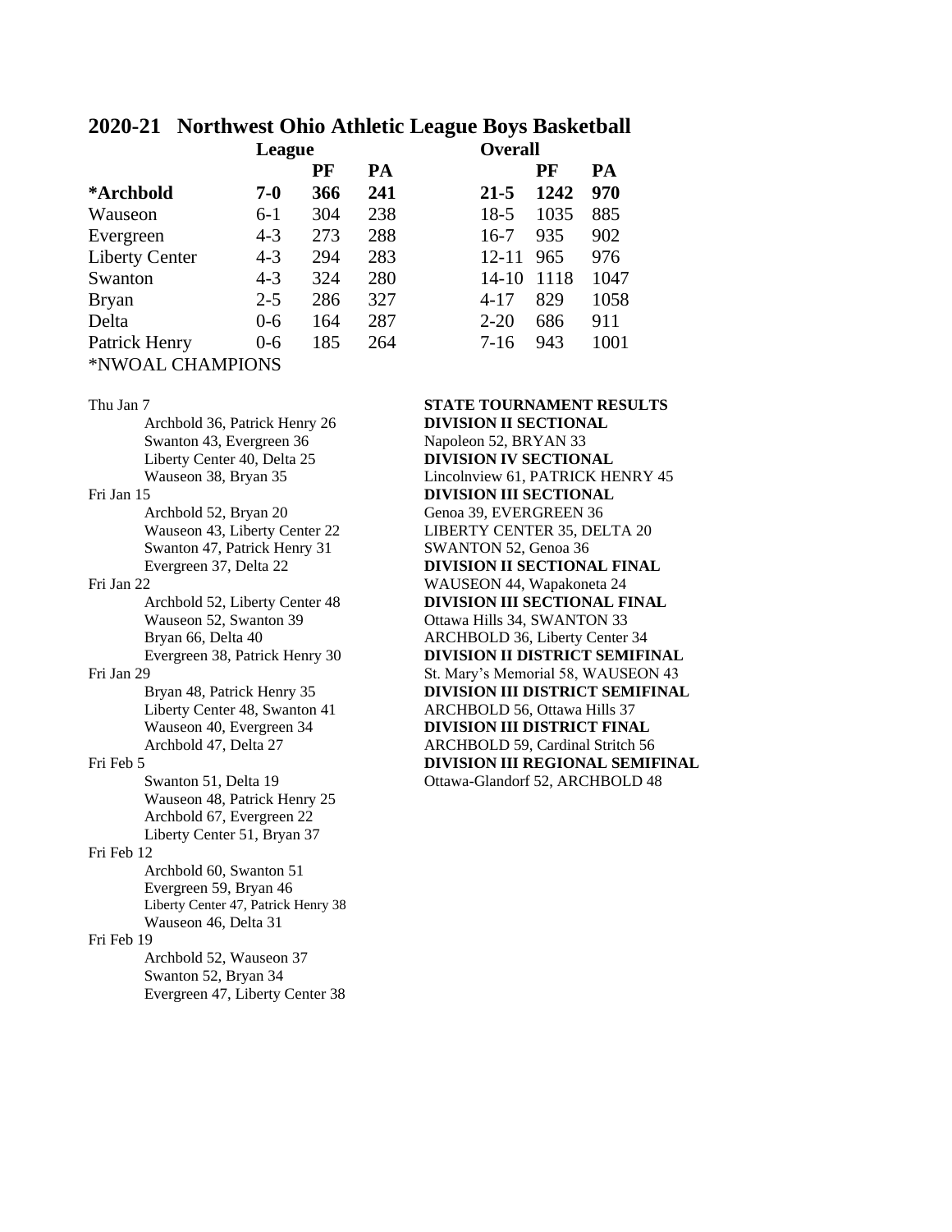## 2020-21 Northwest Ohio Athletic League Boys Basketball

| | League | PF | PA | Overall | PF | PA |
|---|---|---|---|---|---|---|
| **\*Archbold** | **7-0** | **366** | **241** | **21-5** | **1242** | **970** |
| Wauseon | 6-1 | 304 | 238 | 18-5 | 1035 | 885 |
| Evergreen | 4-3 | 273 | 288 | 16-7 | 935 | 902 |
| Liberty Center | 4-3 | 294 | 283 | 12-11 | 965 | 976 |
| Swanton | 4-3 | 324 | 280 | 14-10 | 1118 | 1047 |
| Bryan | 2-5 | 286 | 327 | 4-17 | 829 | 1058 |
| Delta | 0-6 | 164 | 287 | 2-20 | 686 | 911 |
| Patrick Henry | 0-6 | 185 | 264 | 7-16 | 943 | 1001 |

*NWOAL CHAMPIONS

Thu Jan 7
- Archbold 36, Patrick Henry 26
- Swanton 43, Evergreen 36
- Liberty Center 40, Delta 25
- Wauseon 38, Bryan 35

Fri Jan 15
- Archbold 52, Bryan 20
- Wauseon 43, Liberty Center 22
- Swanton 47, Patrick Henry 31
- Evergreen 37, Delta 22

Fri Jan 22
- Archbold 52, Liberty Center 48
- Wauseon 52, Swanton 39
- Bryan 66, Delta 40
- Evergreen 38, Patrick Henry 30

Fri Jan 29
- Bryan 48, Patrick Henry 35
- Liberty Center 48, Swanton 41
- Wauseon 40, Evergreen 34
- Archbold 47, Delta 27

Fri Feb 5
- Swanton 51, Delta 19
- Wauseon 48, Patrick Henry 25
- Archbold 67, Evergreen 22
- Liberty Center 51, Bryan 37

Fri Feb 12
- Archbold 60, Swanton 51
- Evergreen 59, Bryan 46
- Liberty Center 47, Patrick Henry 38
- Wauseon 46, Delta 31

Fri Feb 19
- Archbold 52, Wauseon 37
- Swanton 52, Bryan 34
- Evergreen 47, Liberty Center 38

**STATE TOURNAMENT RESULTS**

**DIVISION II SECTIONAL**
Napoleon 52, BRYAN 33

**DIVISION IV SECTIONAL**
Lincolnview 61, PATRICK HENRY 45

**DIVISION III SECTIONAL**
Genoa 39, EVERGREEN 36
LIBERTY CENTER 35, DELTA 20
SWANTON 52, Genoa 36

**DIVISION II SECTIONAL FINAL**
WAUSEON 44, Wapakoneta 24

**DIVISION III SECTIONAL FINAL**
Ottawa Hills 34, SWANTON 33
ARCHBOLD 36, Liberty Center 34

**DIVISION II DISTRICT SEMIFINAL**
St. Mary's Memorial 58, WAUSEON 43

**DIVISION III DISTRICT SEMIFINAL**
ARCHBOLD 56, Ottawa Hills 37

**DIVISION III DISTRICT FINAL**
ARCHBOLD 59, Cardinal Stritch 56

**DIVISION III REGIONAL SEMIFINAL**
Ottawa-Glandorf 52, ARCHBOLD 48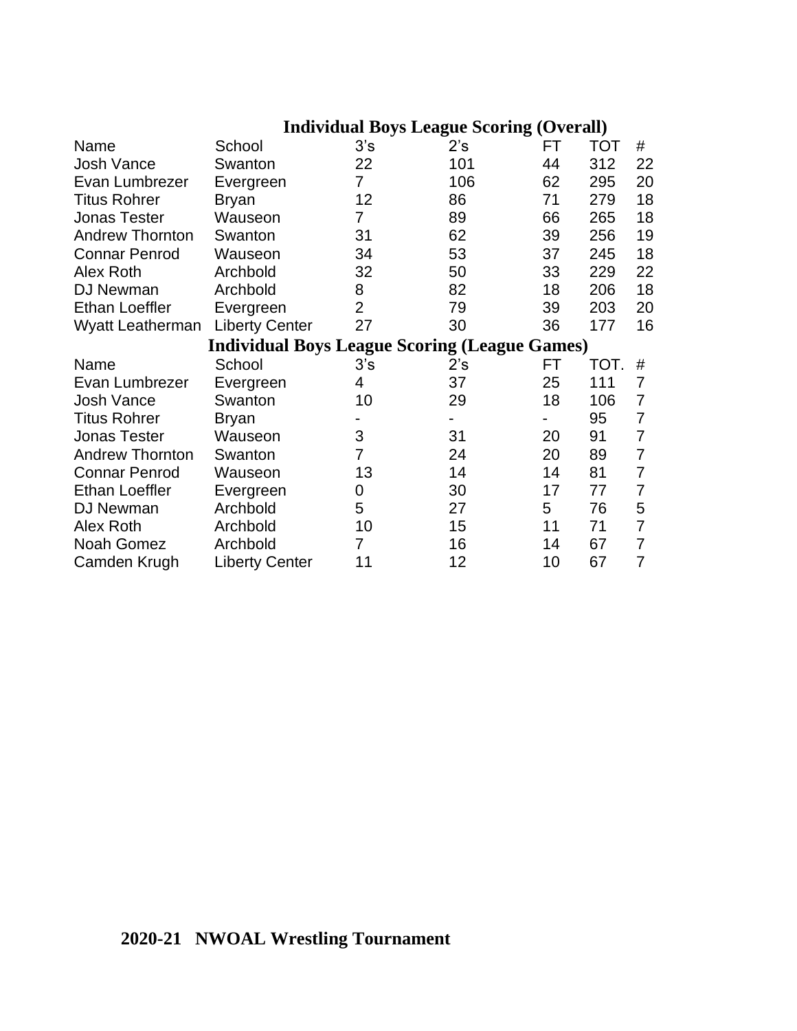## Individual Boys League Scoring (Overall)

| Name | School | 3's | 2's | FT | TOT | # |
|---|---|---|---|---|---|---|
| Josh Vance | Swanton | 22 | 101 | 44 | 312 | 22 |
| Evan Lumbrezer | Evergreen | 7 | 106 | 62 | 295 | 20 |
| Titus Rohrer | Bryan | 12 | 86 | 71 | 279 | 18 |
| Jonas Tester | Wauseon | 7 | 89 | 66 | 265 | 18 |
| Andrew Thornton | Swanton | 31 | 62 | 39 | 256 | 19 |
| Connar Penrod | Wauseon | 34 | 53 | 37 | 245 | 18 |
| Alex Roth | Archbold | 32 | 50 | 33 | 229 | 22 |
| DJ Newman | Archbold | 8 | 82 | 18 | 206 | 18 |
| Ethan Loeffler | Evergreen | 2 | 79 | 39 | 203 | 20 |
| Wyatt Leatherman | Liberty Center | 27 | 30 | 36 | 177 | 16 |

## Individual Boys League Scoring (League Games)

| Name | School | 3's | 2's | FT | TOT. | # |
|---|---|---|---|---|---|---|
| Evan Lumbrezer | Evergreen | 4 | 37 | 25 | 111 | 7 |
| Josh Vance | Swanton | 10 | 29 | 18 | 106 | 7 |
| Titus Rohrer | Bryan | - | - | - | 95 | 7 |
| Jonas Tester | Wauseon | 3 | 31 | 20 | 91 | 7 |
| Andrew Thornton | Swanton | 7 | 24 | 20 | 89 | 7 |
| Connar Penrod | Wauseon | 13 | 14 | 14 | 81 | 7 |
| Ethan Loeffler | Evergreen | 0 | 30 | 17 | 77 | 7 |
| DJ Newman | Archbold | 5 | 27 | 5 | 76 | 5 |
| Alex Roth | Archbold | 10 | 15 | 11 | 71 | 7 |
| Noah Gomez | Archbold | 7 | 16 | 14 | 67 | 7 |
| Camden Krugh | Liberty Center | 11 | 12 | 10 | 67 | 7 |

## 2020-21 NWOAL Wrestling Tournament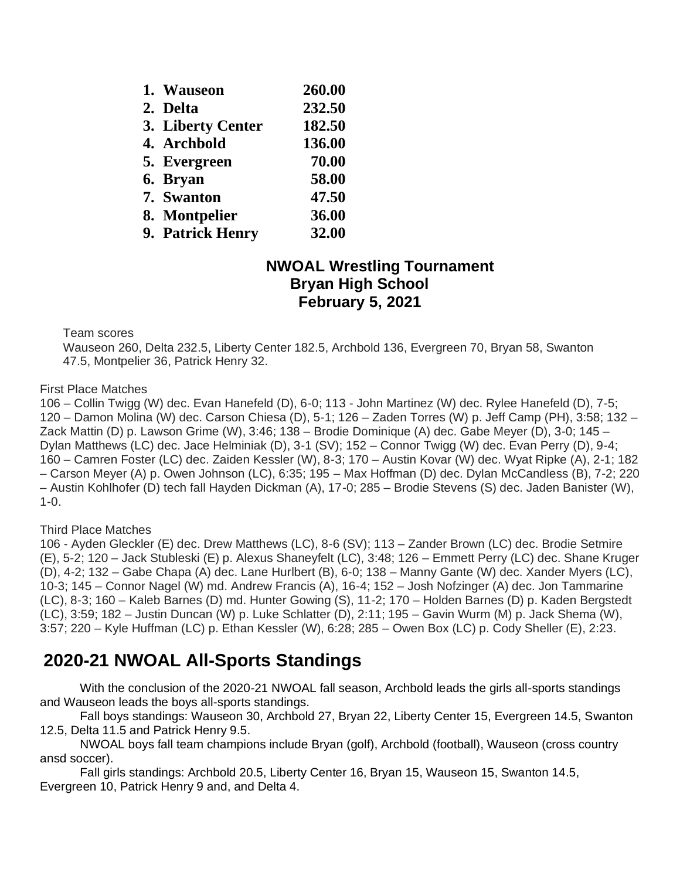| | | |
|---|---|---|
| **1.** | **Wauseon** | **260.00** |
| **2.** | **Delta** | **232.50** |
| **3.** | **Liberty Center** | **182.50** |
| **4.** | **Archbold** | **136.00** |
| **5.** | **Evergreen** | **70.00** |
| **6.** | **Bryan** | **58.00** |
| **7.** | **Swanton** | **47.50** |
| **8.** | **Montpelier** | **36.00** |
| **9.** | **Patrick Henry** | **32.00** |

**NWOAL Wrestling Tournament**
**Bryan High School**
**February 5, 2021**

Team scores
Wauseon 260, Delta 232.5, Liberty Center 182.5, Archbold 136, Evergreen 70, Bryan 58, Swanton 47.5, Montpelier 36, Patrick Henry 32.

First Place Matches
106 – Collin Twigg (W) dec. Evan Hanefeld (D), 6-0; 113 - John Martinez (W) dec. Rylee Hanefeld (D), 7-5; 120 – Damon Molina (W) dec. Carson Chiesa (D), 5-1; 126 – Zaden Torres (W) p. Jeff Camp (PH), 3:58; 132 – Zack Mattin (D) p. Lawson Grime (W), 3:46; 138 – Brodie Dominique (A) dec. Gabe Meyer (D), 3-0; 145 – Dylan Matthews (LC) dec. Jace Helminiak (D), 3-1 (SV); 152 – Connor Twigg (W) dec. Evan Perry (D), 9-4; 160 – Camren Foster (LC) dec. Zaiden Kessler (W), 8-3; 170 – Austin Kovar (W) dec. Wyat Ripke (A), 2-1; 182 – Carson Meyer (A) p. Owen Johnson (LC), 6:35; 195 – Max Hoffman (D) dec. Dylan McCandless (B), 7-2; 220 – Austin Kohlhofer (D) tech fall Hayden Dickman (A), 17-0; 285 – Brodie Stevens (S) dec. Jaden Banister (W), 1-0.

Third Place Matches
106 - Ayden Gleckler (E) dec. Drew Matthews (LC), 8-6 (SV); 113 – Zander Brown (LC) dec. Brodie Setmire (E), 5-2; 120 – Jack Stubleski (E) p. Alexus Shaneyfelt (LC), 3:48; 126 – Emmett Perry (LC) dec. Shane Kruger (D), 4-2; 132 – Gabe Chapa (A) dec. Lane Hurlbert (B), 6-0; 138 – Manny Gante (W) dec. Xander Myers (LC), 10-3; 145 – Connor Nagel (W) md. Andrew Francis (A), 16-4; 152 – Josh Nofzinger (A) dec. Jon Tammarine (LC), 8-3; 160 – Kaleb Barnes (D) md. Hunter Gowing (S), 11-2; 170 – Holden Barnes (D) p. Kaden Bergstedt (LC), 3:59; 182 – Justin Duncan (W) p. Luke Schlatter (D), 2:11; 195 – Gavin Wurm (M) p. Jack Shema (W), 3:57; 220 – Kyle Huffman (LC) p. Ethan Kessler (W), 6:28; 285 – Owen Box (LC) p. Cody Sheller (E), 2:23.

## 2020-21 NWOAL All-Sports Standings

With the conclusion of the 2020-21 NWOAL fall season, Archbold leads the girls all-sports standings and Wauseon leads the boys all-sports standings.

Fall boys standings: Wauseon 30, Archbold 27, Bryan 22, Liberty Center 15, Evergreen 14.5, Swanton 12.5, Delta 11.5 and Patrick Henry 9.5.

NWOAL boys fall team champions include Bryan (golf), Archbold (football), Wauseon (cross country ansd soccer).

Fall girls standings: Archbold 20.5, Liberty Center 16, Bryan 15, Wauseon 15, Swanton 14.5, Evergreen 10, Patrick Henry 9 and, and Delta 4.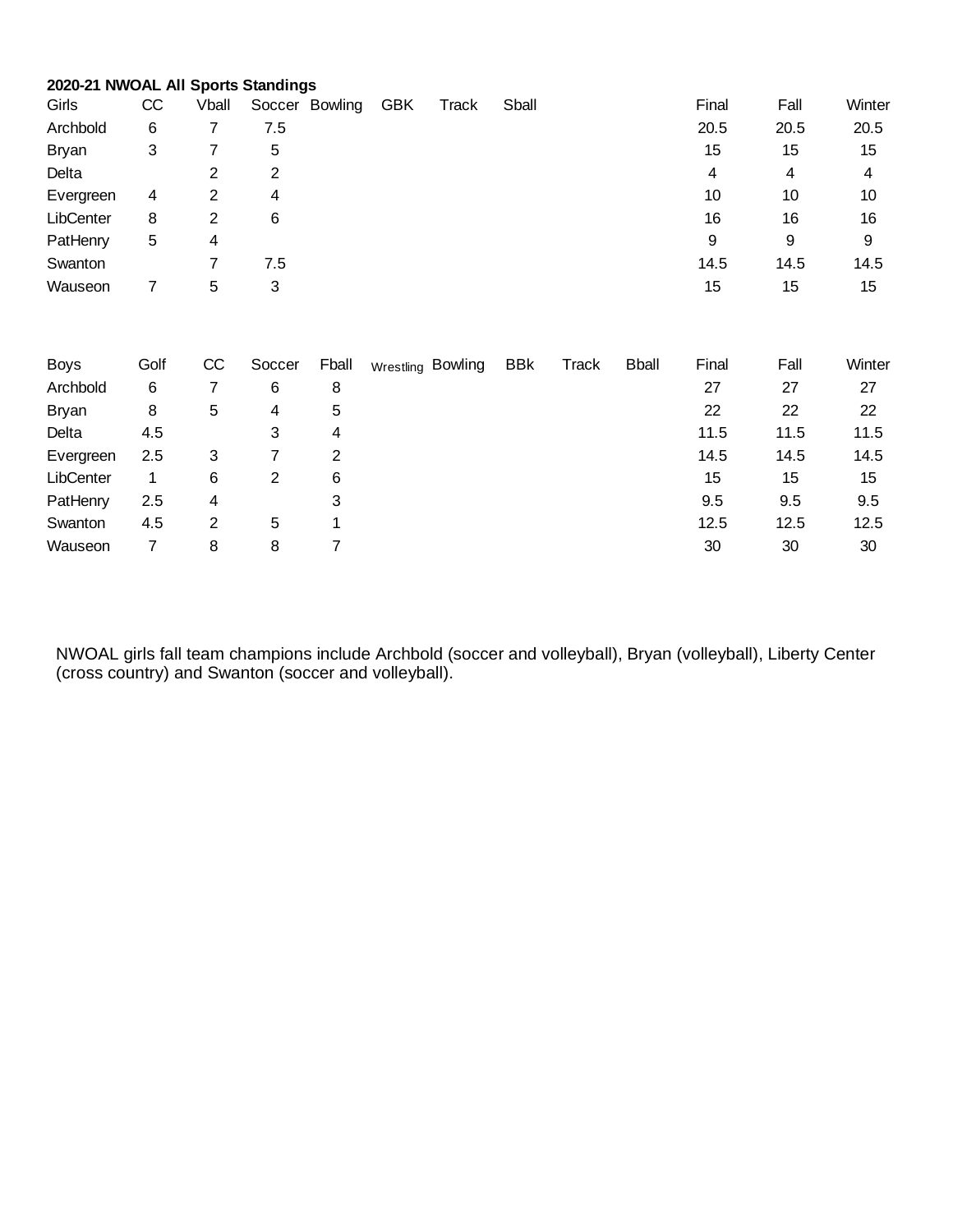**2020-21 NWOAL All Sports Standings**

| Girls | CC | Vball | Soccer | Bowling | GBK | Track | Sball | | | Final | Fall | Winter |
|---|---|---|---|---|---|---|---|---|---|---|---|---|
| Archbold | 6 | 7 | 7.5 | | | | | | | 20.5 | 20.5 | 20.5 |
| Bryan | 3 | 7 | 5 | | | | | | | 15 | 15 | 15 |
| Delta | | 2 | 2 | | | | | | | 4 | 4 | 4 |
| Evergreen | 4 | 2 | 4 | | | | | | | 10 | 10 | 10 |
| LibCenter | 8 | 2 | 6 | | | | | | | 16 | 16 | 16 |
| PatHenry | 5 | 4 | | | | | | | | 9 | 9 | 9 |
| Swanton | | 7 | 7.5 | | | | | | | 14.5 | 14.5 | 14.5 |
| Wauseon | 7 | 5 | 3 | | | | | | | 15 | 15 | 15 |

| Boys | Golf | CC | Soccer | Fball | Wrestling | Bowling | BBk | Track | Bball | Final | Fall | Winter |
|---|---|---|---|---|---|---|---|---|---|---|---|---|
| Archbold | 6 | 7 | 6 | 8 | | | | | | 27 | 27 | 27 |
| Bryan | 8 | 5 | 4 | 5 | | | | | | 22 | 22 | 22 |
| Delta | 4.5 | | 3 | 4 | | | | | | 11.5 | 11.5 | 11.5 |
| Evergreen | 2.5 | 3 | 7 | 2 | | | | | | 14.5 | 14.5 | 14.5 |
| LibCenter | 1 | 6 | 2 | 6 | | | | | | 15 | 15 | 15 |
| PatHenry | 2.5 | 4 | | 3 | | | | | | 9.5 | 9.5 | 9.5 |
| Swanton | 4.5 | 2 | 5 | 1 | | | | | | 12.5 | 12.5 | 12.5 |
| Wauseon | 7 | 8 | 8 | 7 | | | | | | 30 | 30 | 30 |

NWOAL girls fall team champions include Archbold (soccer and volleyball), Bryan (volleyball), Liberty Center (cross country) and Swanton (soccer and volleyball).